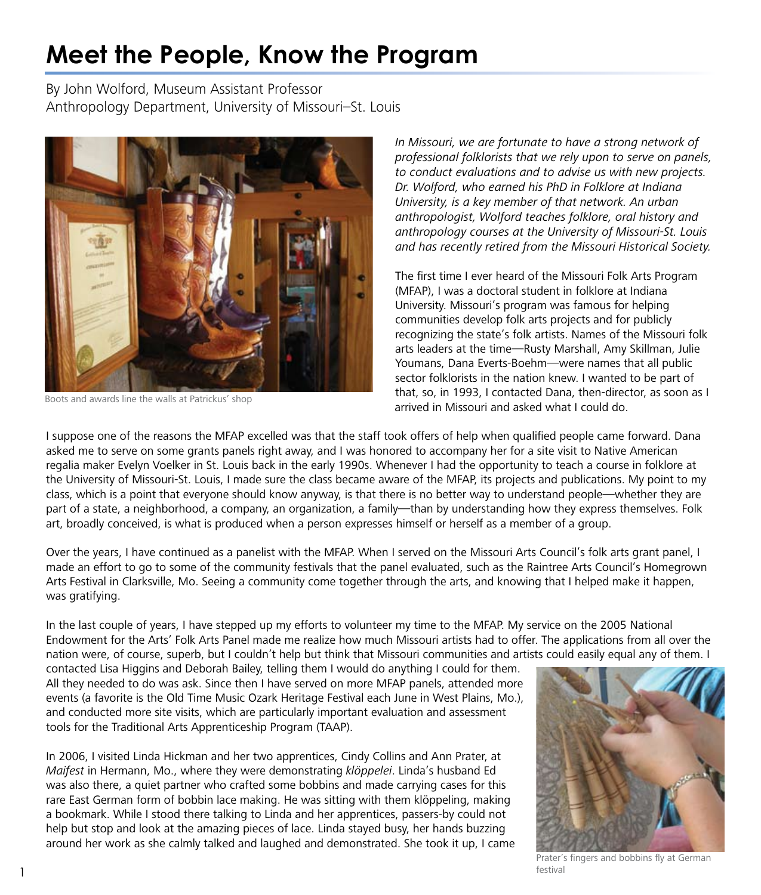# Meet the People, Know the Program

By John Wolford, Museum Assistant Professor
Anthropology Department, University of Missouri–St. Louis

Boots and awards line the walls at Patrickus' shop

*In Missouri, we are fortunate to have a strong network of professional folklorists that we rely upon to serve on panels, to conduct evaluations and to advise us with new projects. Dr. Wolford, who earned his PhD in Folklore at Indiana University, is a key member of that network. An urban anthropologist, Wolford teaches folklore, oral history and anthropology courses at the University of Missouri-St. Louis and has recently retired from the Missouri Historical Society.*

The first time I ever heard of the Missouri Folk Arts Program (MFAP), I was a doctoral student in folklore at Indiana University. Missouri's program was famous for helping communities develop folk arts projects and for publicly recognizing the state's folk artists. Names of the Missouri folk arts leaders at the time—Rusty Marshall, Amy Skillman, Julie Youmans, Dana Everts-Boehm—were names that all public sector folklorists in the nation knew. I wanted to be part of that, so, in 1993, I contacted Dana, then-director, as soon as I arrived in Missouri and asked what I could do.

I suppose one of the reasons the MFAP excelled was that the staff took offers of help when qualified people came forward. Dana asked me to serve on some grants panels right away, and I was honored to accompany her for a site visit to Native American regalia maker Evelyn Voelker in St. Louis back in the early 1990s. Whenever I had the opportunity to teach a course in folklore at the University of Missouri-St. Louis, I made sure the class became aware of the MFAP, its projects and publications. My point to my class, which is a point that everyone should know anyway, is that there is no better way to understand people—whether they are part of a state, a neighborhood, a company, an organization, a family—than by understanding how they express themselves. Folk art, broadly conceived, is what is produced when a person expresses himself or herself as a member of a group.

Over the years, I have continued as a panelist with the MFAP. When I served on the Missouri Arts Council's folk arts grant panel, I made an effort to go to some of the community festivals that the panel evaluated, such as the Raintree Arts Council's Homegrown Arts Festival in Clarksville, Mo. Seeing a community come together through the arts, and knowing that I helped make it happen, was gratifying.

In the last couple of years, I have stepped up my efforts to volunteer my time to the MFAP. My service on the 2005 National Endowment for the Arts' Folk Arts Panel made me realize how much Missouri artists had to offer. The applications from all over the nation were, of course, superb, but I couldn't help but think that Missouri communities and artists could easily equal any of them. I contacted Lisa Higgins and Deborah Bailey, telling them I would do anything I could for them. All they needed to do was ask. Since then I have served on more MFAP panels, attended more events (a favorite is the Old Time Music Ozark Heritage Festival each June in West Plains, Mo.), and conducted more site visits, which are particularly important evaluation and assessment tools for the Traditional Arts Apprenticeship Program (TAAP).

In 2006, I visited Linda Hickman and her two apprentices, Cindy Collins and Ann Prater, at *Maifest* in Hermann, Mo., where they were demonstrating *klöppelei*. Linda's husband Ed was also there, a quiet partner who crafted some bobbins and made carrying cases for this rare East German form of bobbin lace making. He was sitting with them klöppeling, making a bookmark. While I stood there talking to Linda and her apprentices, passers-by could not help but stop and look at the amazing pieces of lace. Linda stayed busy, her hands buzzing around her work as she calmly talked and laughed and demonstrated. She took it up, I came

Prater's fingers and bobbins fly at German festival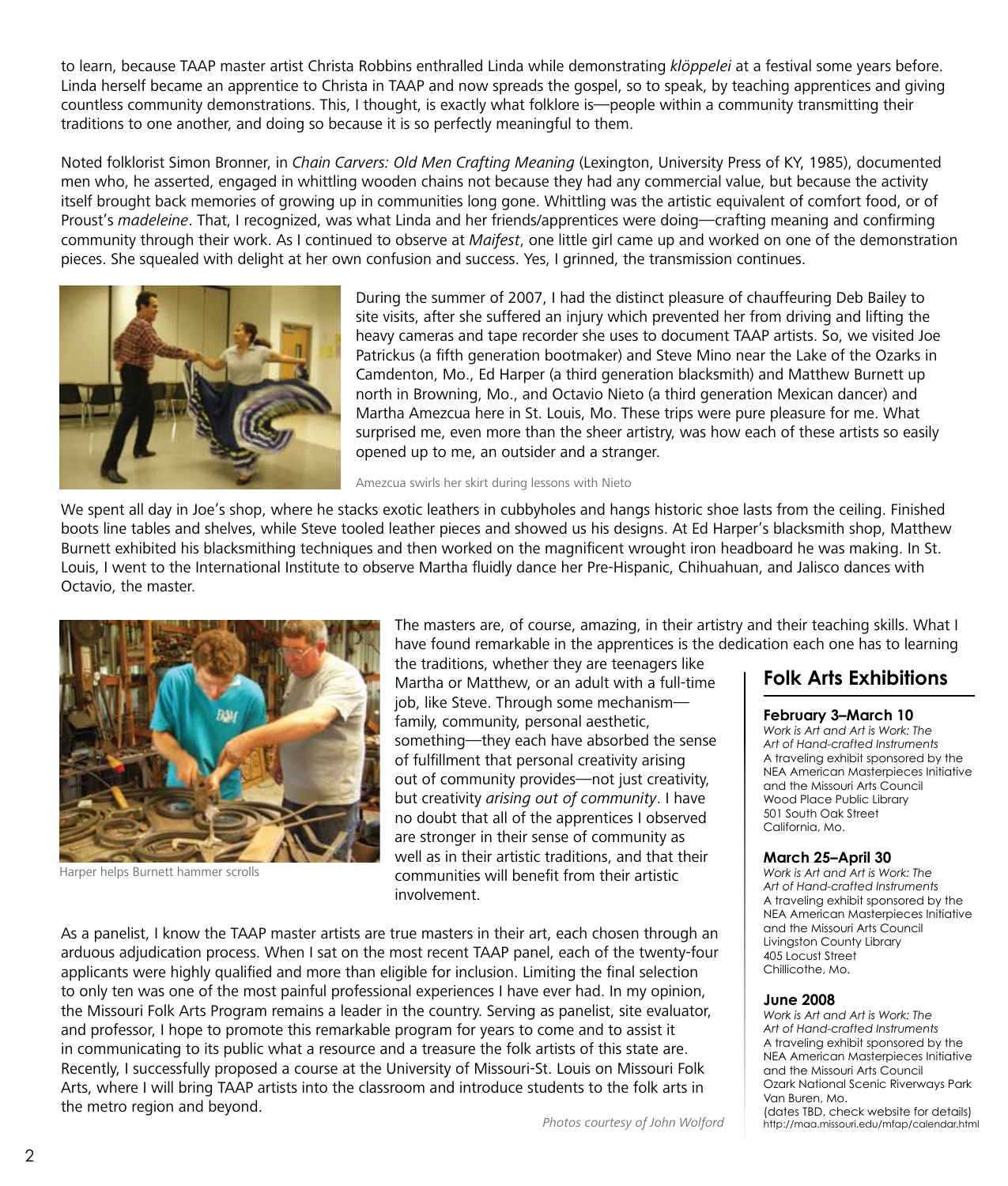to learn, because TAAP master artist Christa Robbins enthralled Linda while demonstrating *klöppelei* at a festival some years before. Linda herself became an apprentice to Christa in TAAP and now spreads the gospel, so to speak, by teaching apprentices and giving countless community demonstrations. This, I thought, is exactly what folklore is—people within a community transmitting their traditions to one another, and doing so because it is so perfectly meaningful to them.

Noted folklorist Simon Bronner, in *Chain Carvers: Old Men Crafting Meaning* (Lexington, University Press of KY, 1985), documented men who, he asserted, engaged in whittling wooden chains not because they had any commercial value, but because the activity itself brought back memories of growing up in communities long gone. Whittling was the artistic equivalent of comfort food, or of Proust's *madeleine*. That, I recognized, was what Linda and her friends/apprentices were doing—crafting meaning and confirming community through their work. As I continued to observe at *Maifest*, one little girl came up and worked on one of the demonstration pieces. She squealed with delight at her own confusion and success. Yes, I grinned, the transmission continues.

During the summer of 2007, I had the distinct pleasure of chauffeuring Deb Bailey to site visits, after she suffered an injury which prevented her from driving and lifting the heavy cameras and tape recorder she uses to document TAAP artists. So, we visited Joe Patrickus (a fifth generation bootmaker) and Steve Mino near the Lake of the Ozarks in Camdenton, Mo., Ed Harper (a third generation blacksmith) and Matthew Burnett up north in Browning, Mo., and Octavio Nieto (a third generation Mexican dancer) and Martha Amezcua here in St. Louis, Mo. These trips were pure pleasure for me. What surprised me, even more than the sheer artistry, was how each of these artists so easily opened up to me, an outsider and a stranger.

Amezcua swirls her skirt during lessons with Nieto

We spent all day in Joe's shop, where he stacks exotic leathers in cubbyholes and hangs historic shoe lasts from the ceiling. Finished boots line tables and shelves, while Steve tooled leather pieces and showed us his designs. At Ed Harper's blacksmith shop, Matthew Burnett exhibited his blacksmithing techniques and then worked on the magnificent wrought iron headboard he was making. In St. Louis, I went to the International Institute to observe Martha fluidly dance her Pre-Hispanic, Chihuahuan, and Jalisco dances with Octavio, the master.

The masters are, of course, amazing, in their artistry and their teaching skills. What I have found remarkable in the apprentices is the dedication each one has to learning the traditions, whether they are teenagers like Martha or Matthew, or an adult with a full-time job, like Steve. Through some mechanism—family, community, personal aesthetic, something—they each have absorbed the sense of fulfillment that personal creativity arising out of community provides—not just creativity, but creativity *arising out of community*. I have no doubt that all of the apprentices I observed are stronger in their sense of community as well as in their artistic traditions, and that their communities will benefit from their artistic involvement.

Harper helps Burnett hammer scrolls

As a panelist, I know the TAAP master artists are true masters in their art, each chosen through an arduous adjudication process. When I sat on the most recent TAAP panel, each of the twenty-four applicants were highly qualified and more than eligible for inclusion. Limiting the final selection to only ten was one of the most painful professional experiences I have ever had. In my opinion, the Missouri Folk Arts Program remains a leader in the country. Serving as panelist, site evaluator, and professor, I hope to promote this remarkable program for years to come and to assist it in communicating to its public what a resource and a treasure the folk artists of this state are. Recently, I successfully proposed a course at the University of Missouri-St. Louis on Missouri Folk Arts, where I will bring TAAP artists into the classroom and introduce students to the folk arts in the metro region and beyond.

*Photos courtesy of John Wolford*

## Folk Arts Exhibitions

**February 3–March 10**
*Work is Art and Art is Work: The Art of Hand-crafted Instruments*
A traveling exhibit sponsored by the NEA American Masterpieces Initiative and the Missouri Arts Council
Wood Place Public Library
501 South Oak Street
California, Mo.

**March 25–April 30**
*Work is Art and Art is Work: The Art of Hand-crafted Instruments*
A traveling exhibit sponsored by the NEA American Masterpieces Initiative and the Missouri Arts Council
Livingston County Library
405 Locust Street
Chillicothe, Mo.

**June 2008**
*Work is Art and Art is Work: The Art of Hand-crafted Instruments*
A traveling exhibit sponsored by the NEA American Masterpieces Initiative and the Missouri Arts Council
Ozark National Scenic Riverways Park
Van Buren, Mo.
(dates TBD, check website for details)
http://maa.missouri.edu/mfap/calendar.html